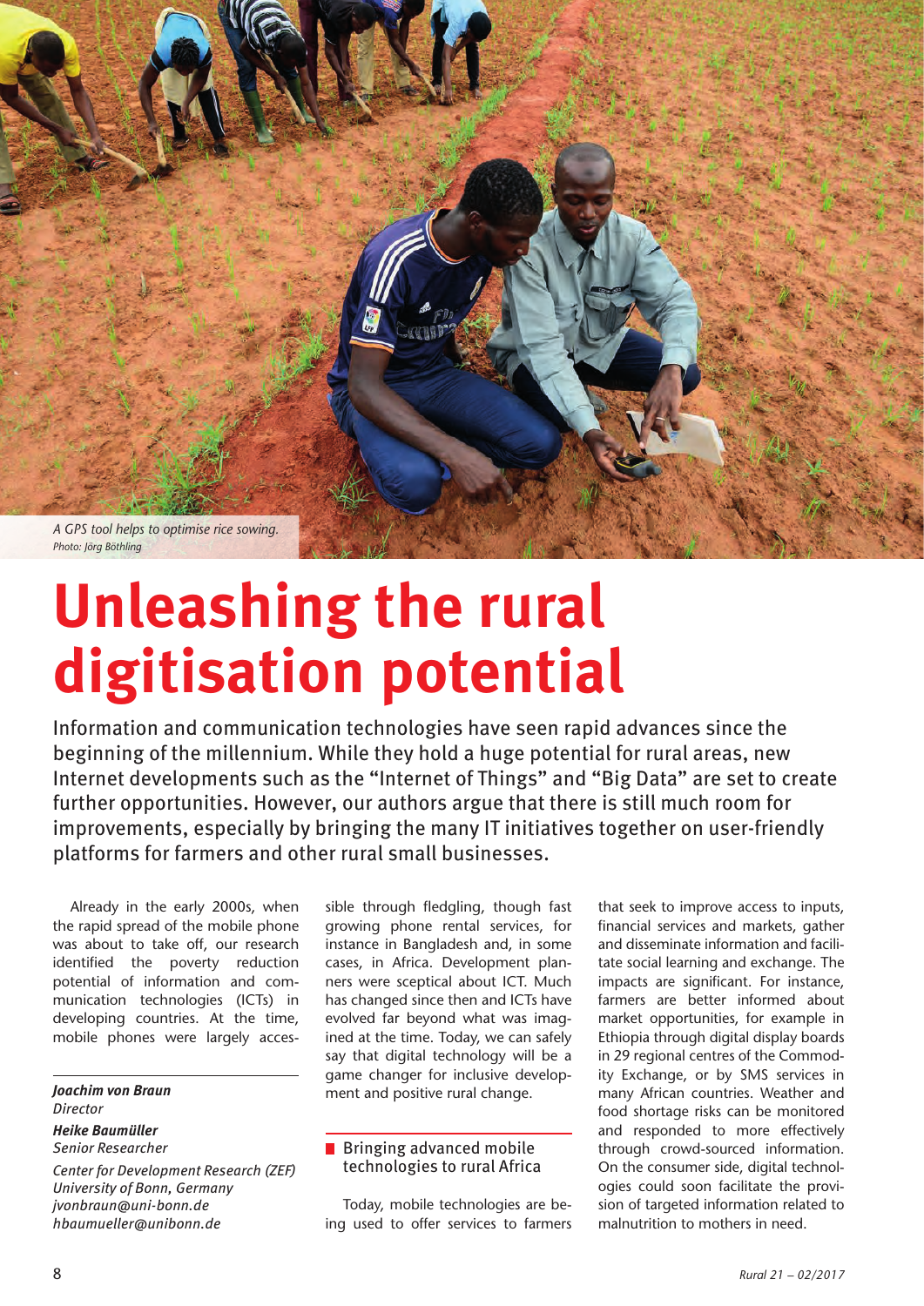A GPS tool helps to optimise rice sowing.
*Photo: Jörg Böthling*

# Unleashing the rural digitisation potential

Information and communication technologies have seen rapid advances since the beginning of the millennium. While they hold a huge potential for rural areas, new Internet developments such as the "Internet of Things" and "Big Data" are set to create further opportunities. However, our authors argue that there is still much room for improvements, especially by bringing the many IT initiatives together on user-friendly platforms for farmers and other rural small businesses.

Already in the early 2000s, when the rapid spread of the mobile phone was about to take off, our research identified the poverty reduction potential of information and communication technologies (ICTs) in developing countries. At the time, mobile phones were largely accessible through fledgling, though fast growing phone rental services, for instance in Bangladesh and, in some cases, in Africa. Development planners were sceptical about ICT. Much has changed since then and ICTs have evolved far beyond what was imagined at the time. Today, we can safely say that digital technology will be a game changer for inclusive development and positive rural change.

***Joachim von Braun***
*Director*
***Heike Baumüller***
*Senior Researcher*
*Center for Development Research (ZEF)*
*University of Bonn, Germany*
*jvonbraun@uni-bonn.de*
*hbaumueller@unibonn.de*

## Bringing advanced mobile technologies to rural Africa

Today, mobile technologies are being used to offer services to farmers that seek to improve access to inputs, financial services and markets, gather and disseminate information and facilitate social learning and exchange. The impacts are significant. For instance, farmers are better informed about market opportunities, for example in Ethiopia through digital display boards in 29 regional centres of the Commodity Exchange, or by SMS services in many African countries. Weather and food shortage risks can be monitored and responded to more effectively through crowd-sourced information. On the consumer side, digital technologies could soon facilitate the provision of targeted information related to malnutrition to mothers in need.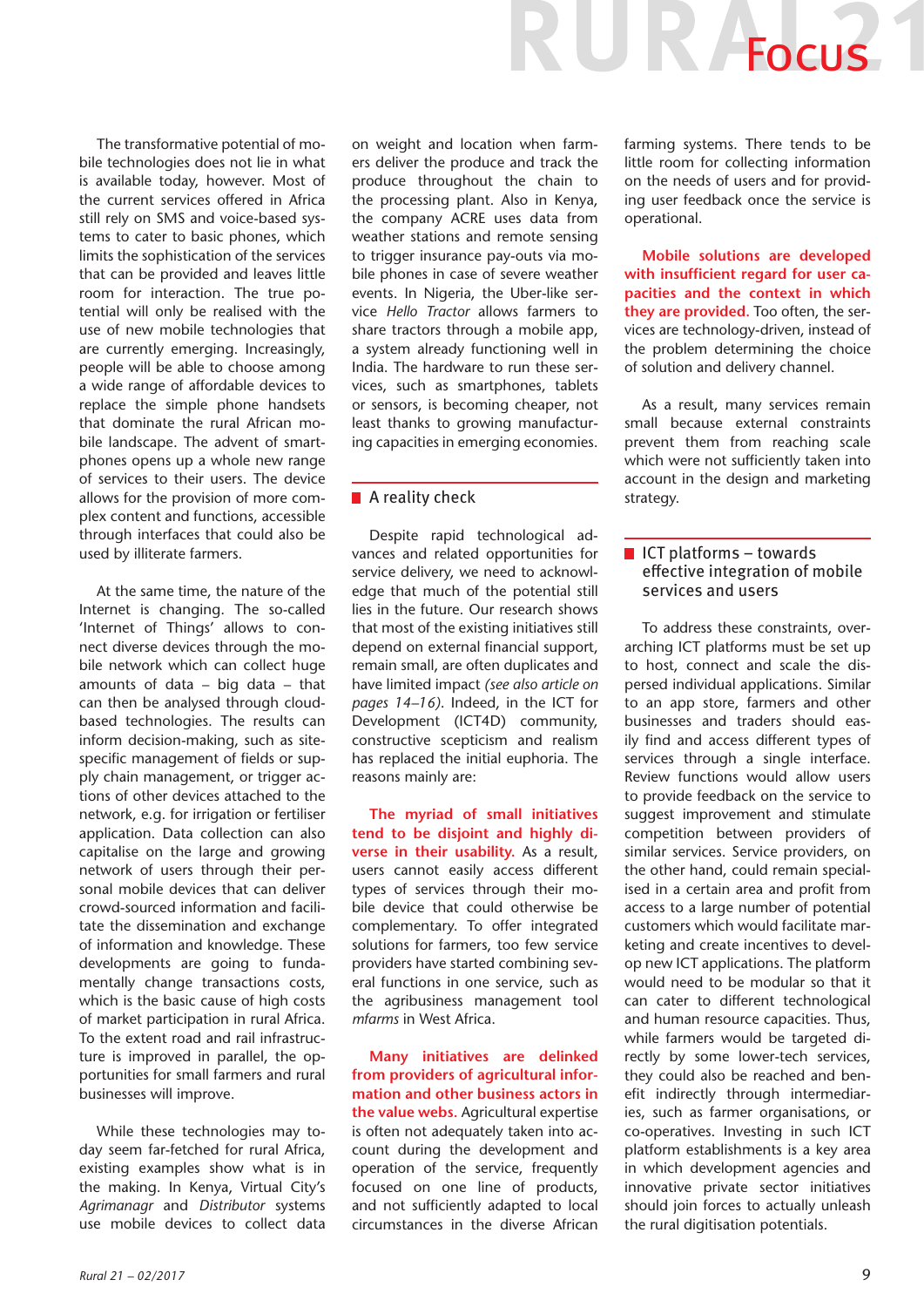The transformative potential of mobile technologies does not lie in what is available today, however. Most of the current services offered in Africa still rely on SMS and voice-based systems to cater to basic phones, which limits the sophistication of the services that can be provided and leaves little room for interaction. The true potential will only be realised with the use of new mobile technologies that are currently emerging. Increasingly, people will be able to choose among a wide range of affordable devices to replace the simple phone handsets that dominate the rural African mobile landscape. The advent of smartphones opens up a whole new range of services to their users. The device allows for the provision of more complex content and functions, accessible through interfaces that could also be used by illiterate farmers.

At the same time, the nature of the Internet is changing. The so-called 'Internet of Things' allows to connect diverse devices through the mobile network which can collect huge amounts of data – big data – that can then be analysed through cloud-based technologies. The results can inform decision-making, such as site-specific management of fields or supply chain management, or trigger actions of other devices attached to the network, e.g. for irrigation or fertiliser application. Data collection can also capitalise on the large and growing network of users through their personal mobile devices that can deliver crowd-sourced information and facilitate the dissemination and exchange of information and knowledge. These developments are going to fundamentally change transactions costs, which is the basic cause of high costs of market participation in rural Africa. To the extent road and rail infrastructure is improved in parallel, the opportunities for small farmers and rural businesses will improve.

While these technologies may today seem far-fetched for rural Africa, existing examples show what is in the making. In Kenya, Virtual City's *Agrimanagr* and *Distributor* systems use mobile devices to collect data on weight and location when farmers deliver the produce and track the produce throughout the chain to the processing plant. Also in Kenya, the company ACRE uses data from weather stations and remote sensing to trigger insurance pay-outs via mobile phones in case of severe weather events. In Nigeria, the Uber-like service *Hello Tractor* allows farmers to share tractors through a mobile app, a system already functioning well in India. The hardware to run these services, such as smartphones, tablets or sensors, is becoming cheaper, not least thanks to growing manufacturing capacities in emerging economies.

## A reality check

Despite rapid technological advances and related opportunities for service delivery, we need to acknowledge that much of the potential still lies in the future. Our research shows that most of the existing initiatives still depend on external financial support, remain small, are often duplicates and have limited impact *(see also article on pages 14–16)*. Indeed, in the ICT for Development (ICT4D) community, constructive scepticism and realism has replaced the initial euphoria. The reasons mainly are:

**The myriad of small initiatives tend to be disjoint and highly diverse in their usability.** As a result, users cannot easily access different types of services through their mobile device that could otherwise be complementary. To offer integrated solutions for farmers, too few service providers have started combining several functions in one service, such as the agribusiness management tool *mfarms* in West Africa.

**Many initiatives are delinked from providers of agricultural information and other business actors in the value webs.** Agricultural expertise is often not adequately taken into account during the development and operation of the service, frequently focused on one line of products, and not sufficiently adapted to local circumstances in the diverse African farming systems. There tends to be little room for collecting information on the needs of users and for providing user feedback once the service is operational.

**Mobile solutions are developed with insufficient regard for user capacities and the context in which they are provided.** Too often, the services are technology-driven, instead of the problem determining the choice of solution and delivery channel.

As a result, many services remain small because external constraints prevent them from reaching scale which were not sufficiently taken into account in the design and marketing strategy.

## ICT platforms – towards effective integration of mobile services and users

To address these constraints, overarching ICT platforms must be set up to host, connect and scale the dispersed individual applications. Similar to an app store, farmers and other businesses and traders should easily find and access different types of services through a single interface. Review functions would allow users to provide feedback on the service to suggest improvement and stimulate competition between providers of similar services. Service providers, on the other hand, could remain specialised in a certain area and profit from access to a large number of potential customers which would facilitate marketing and create incentives to develop new ICT applications. The platform would need to be modular so that it can cater to different technological and human resource capacities. Thus, while farmers would be targeted directly by some lower-tech services, they could also be reached and benefit indirectly through intermediaries, such as farmer organisations, or co-operatives. Investing in such ICT platform establishments is a key area in which development agencies and innovative private sector initiatives should join forces to actually unleash the rural digitisation potentials.